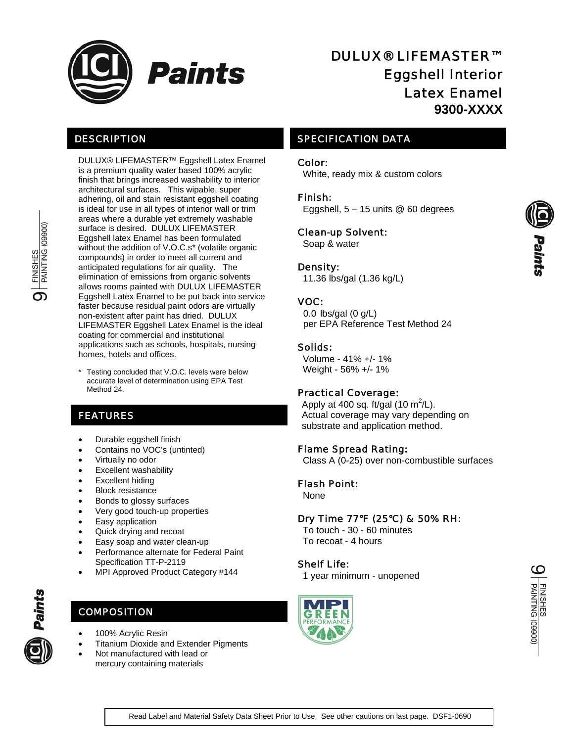# DULUX® LIFEMASTER™ Eggshell Interior Latex Enamel

**9300-XXXX**

## DESCRIPTION

DULUX® LIFEMASTER™ Eggshell Latex Enamel is a premium quality water based 100% acrylic finish that brings increased washability to interior architectural surfaces. This wipable, super adhering, oil and stain resistant eggshell coating is ideal for use in all types of interior wall or trim areas where a durable yet extremely washable surface is desired. DULUX LIFEMASTER Eggshell latex Enamel has been formulated without the addition of V.O.C.s* (volatile organic compounds) in order to meet all current and anticipated regulations for air quality. The elimination of emissions from organic solvents allows rooms painted with DULUX LIFEMASTER Eggshell Latex Enamel to be put back into service faster because residual paint odors are virtually non-existent after paint has dried. DULUX LIFEMASTER Eggshell Latex Enamel is the ideal coating for commercial and institutional applications such as schools, hospitals, nursing homes, hotels and offices.

\* Testing concluded that V.O.C. levels were below accurate level of determination using EPA Test Method 24.

## FEATURES

- Durable eggshell finish
- Contains no VOC's (untinted)
- Virtually no odor
- Excellent washability
- Excellent hiding
- Block resistance
- Bonds to glossy surfaces
- Very good touch-up properties
- Easy application
- Quick drying and recoat
- Easy soap and water clean-up
- Performance alternate for Federal Paint Specification TT-P-2119
- MPI Approved Product Category #144

## COMPOSITION

- 100% Acrylic Resin
- Titanium Dioxide and Extender Pigments
- Not manufactured with lead or mercury containing materials

## SPECIFICATION DATA

### Color:
White, ready mix & custom colors

### Finish:
Eggshell, 5 – 15 units @ 60 degrees

### Clean-up Solvent:
Soap & water

### Density:
11.36 lbs/gal (1.36 kg/L)

### VOC:
0.0 lbs/gal (0 g/L)
per EPA Reference Test Method 24

### Solids:
Volume - 41% +/- 1%
Weight - 56% +/- 1%

### Practical Coverage:
Apply at 400 sq. ft/gal (10 $m^2$/L).
Actual coverage may vary depending on substrate and application method.

### Flame Spread Rating:
Class A (0-25) over non-combustible surfaces

### Flash Point:
None

### Dry Time 77°F (25°C) & 50% RH:
To touch - 30 - 60 minutes
To recoat - 4 hours

### Shelf Life:
1 year minimum - unopened

Read Label and Material Safety Data Sheet Prior to Use. See other cautions on last page. DSF1-0690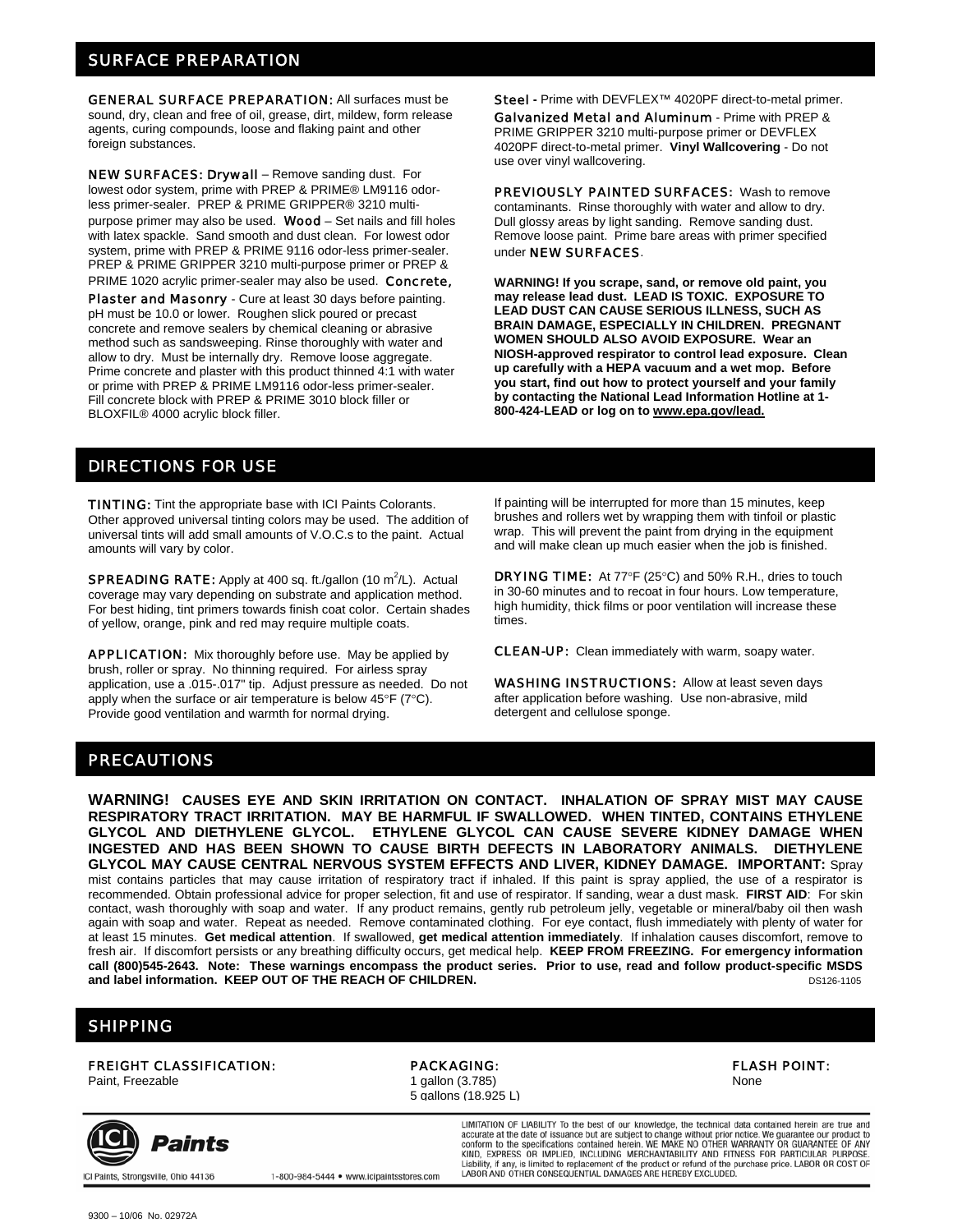## SURFACE PREPARATION

**GENERAL SURFACE PREPARATION:** All surfaces must be sound, dry, clean and free of oil, grease, dirt, mildew, form release agents, curing compounds, loose and flaking paint and other foreign substances.

**NEW SURFACES: Drywall** – Remove sanding dust. For lowest odor system, prime with PREP & PRIME® LM9116 odor-less primer-sealer. PREP & PRIME GRIPPER® 3210 multi-purpose primer may also be used. **Wood** – Set nails and fill holes with latex spackle. Sand smooth and dust clean. For lowest odor system, prime with PREP & PRIME 9116 odor-less primer-sealer. PREP & PRIME GRIPPER 3210 multi-purpose primer or PREP & PRIME 1020 acrylic primer-sealer may also be used. **Concrete, Plaster and Masonry** - Cure at least 30 days before painting. pH must be 10.0 or lower. Roughen slick poured or precast concrete and remove sealers by chemical cleaning or abrasive method such as sandsweeping. Rinse thoroughly with water and allow to dry. Must be internally dry. Remove loose aggregate. Prime concrete and plaster with this product thinned 4:1 with water or prime with PREP & PRIME LM9116 odor-less primer-sealer. Fill concrete block with PREP & PRIME 3010 block filler or BLOXFIL® 4000 acrylic block filler.

**Steel -** Prime with DEVFLEX™ 4020PF direct-to-metal primer. **Galvanized Metal and Aluminum** - Prime with PREP & PRIME GRIPPER 3210 multi-purpose primer or DEVFLEX 4020PF direct-to-metal primer. **Vinyl Wallcovering** - Do not use over vinyl wallcovering.

**PREVIOUSLY PAINTED SURFACES:** Wash to remove contaminants. Rinse thoroughly with water and allow to dry. Dull glossy areas by light sanding. Remove sanding dust. Remove loose paint. Prime bare areas with primer specified under **NEW SURFACES**.

**WARNING! If you scrape, sand, or remove old paint, you may release lead dust. LEAD IS TOXIC. EXPOSURE TO LEAD DUST CAN CAUSE SERIOUS ILLNESS, SUCH AS BRAIN DAMAGE, ESPECIALLY IN CHILDREN. PREGNANT WOMEN SHOULD ALSO AVOID EXPOSURE. Wear an NIOSH-approved respirator to control lead exposure. Clean up carefully with a HEPA vacuum and a wet mop. Before you start, find out how to protect yourself and your family by contacting the National Lead Information Hotline at 1-800-424-LEAD or log on to www.epa.gov/lead.**

## DIRECTIONS FOR USE

**TINTING:** Tint the appropriate base with ICI Paints Colorants. Other approved universal tinting colors may be used. The addition of universal tints will add small amounts of V.O.C.s to the paint. Actual amounts will vary by color.

**SPREADING RATE:** Apply at 400 sq. ft./gallon (10 $m^2$/L). Actual coverage may vary depending on substrate and application method. For best hiding, tint primers towards finish coat color. Certain shades of yellow, orange, pink and red may require multiple coats.

**APPLICATION:** Mix thoroughly before use. May be applied by brush, roller or spray. No thinning required. For airless spray application, use a .015-.017" tip. Adjust pressure as needed. Do not apply when the surface or air temperature is below 45°F (7°C). Provide good ventilation and warmth for normal drying.

If painting will be interrupted for more than 15 minutes, keep brushes and rollers wet by wrapping them with tinfoil or plastic wrap. This will prevent the paint from drying in the equipment and will make clean up much easier when the job is finished.

**DRYING TIME:** At 77°F (25°C) and 50% R.H., dries to touch in 30-60 minutes and to recoat in four hours. Low temperature, high humidity, thick films or poor ventilation will increase these times.

**CLEAN-UP:** Clean immediately with warm, soapy water.

**WASHING INSTRUCTIONS:** Allow at least seven days after application before washing. Use non-abrasive, mild detergent and cellulose sponge.

## PRECAUTIONS

**WARNING! CAUSES EYE AND SKIN IRRITATION ON CONTACT. INHALATION OF SPRAY MIST MAY CAUSE RESPIRATORY TRACT IRRITATION. MAY BE HARMFUL IF SWALLOWED. WHEN TINTED, CONTAINS ETHYLENE GLYCOL AND DIETHYLENE GLYCOL. ETHYLENE GLYCOL CAN CAUSE SEVERE KIDNEY DAMAGE WHEN INGESTED AND HAS BEEN SHOWN TO CAUSE BIRTH DEFECTS IN LABORATORY ANIMALS. DIETHYLENE GLYCOL MAY CAUSE CENTRAL NERVOUS SYSTEM EFFECTS AND LIVER, KIDNEY DAMAGE. IMPORTANT:** Spray mist contains particles that may cause irritation of respiratory tract if inhaled. If this paint is spray applied, the use of a respirator is recommended. Obtain professional advice for proper selection, fit and use of respirator. If sanding, wear a dust mask. **FIRST AID**: For skin contact, wash thoroughly with soap and water. If any product remains, gently rub petroleum jelly, vegetable or mineral/baby oil then wash again with soap and water. Repeat as needed. Remove contaminated clothing. For eye contact, flush immediately with plenty of water for at least 15 minutes. **Get medical attention**. If swallowed, **get medical attention immediately**. If inhalation causes discomfort, remove to fresh air. If discomfort persists or any breathing difficulty occurs, get medical help. **KEEP FROM FREEZING. For emergency information call (800)545-2643. Note: These warnings encompass the product series. Prior to use, read and follow product-specific MSDS and label information. KEEP OUT OF THE REACH OF CHILDREN.** DS126-1105

## SHIPPING

**FREIGHT CLASSIFICATION:**
Paint, Freezable

**PACKAGING:**
1 gallon (3.785)
5 gallons (18.925 L)

**FLASH POINT:**
None

ICI Paints

ICI Paints, Strongsville, Ohio 44136

1-800-984-5444 • www.icipaintsstores.com

LIMITATION OF LIABILITY To the best of our knowledge, the technical data contained herein are true and accurate at the date of issuance but are subject to change without prior notice. We guarantee our product to conform to the specifications contained herein. WE MAKE NO OTHER WARRANTY OR GUARANTEE OF ANY KIND, EXPRESS OR IMPLIED, INCLUDING MERCHANTABILITY AND FITNESS FOR PARTICULAR PURPOSE. Liability, if any, is limited to replacement of the product or refund of the purchase price. LABOR OR COST OF LABOR AND OTHER CONSEQUENTIAL DAMAGES ARE HEREBY EXCLUDED.

9300 – 10/06 No. 02972A